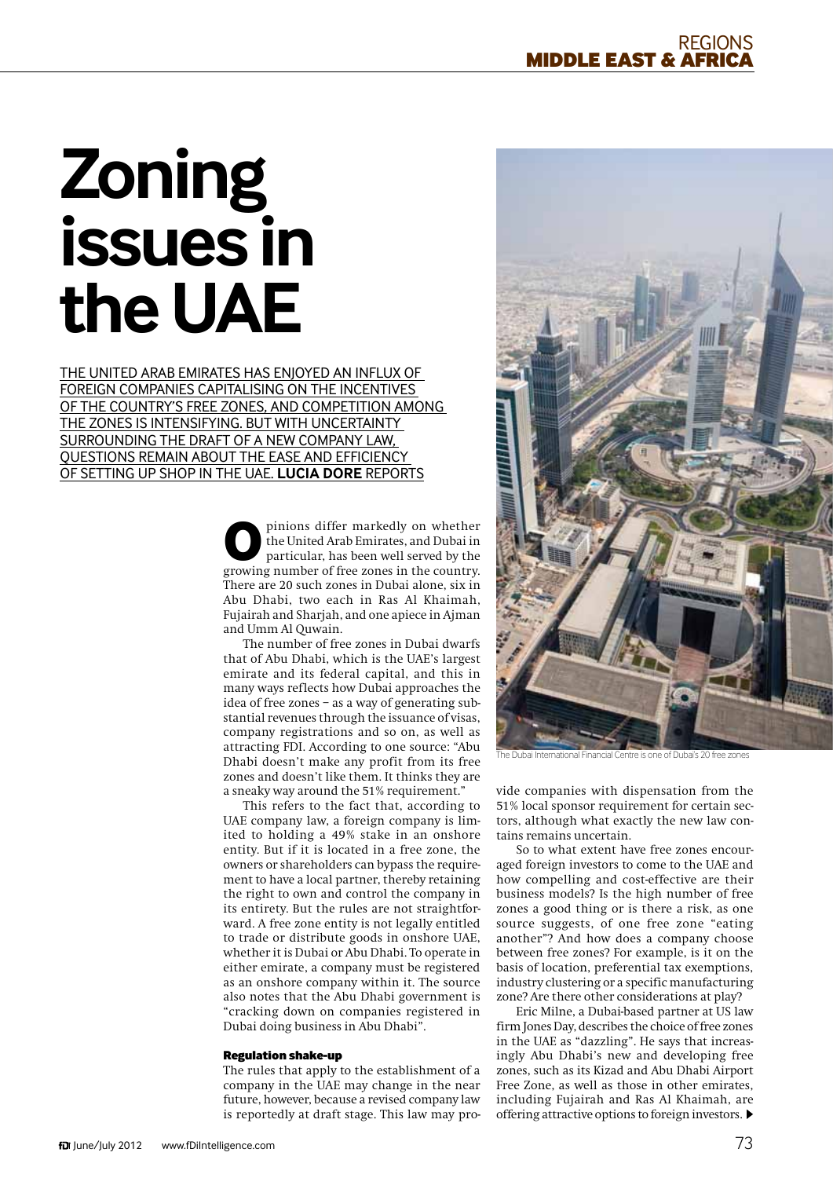# Zoning issues in the UAE

THE UNITED ARAB EMIRATES HAS ENJOYED AN INFLUX OF FOREIGN COMPANIES CAPITALISING ON THE INCENTIVES OF THE COUNTRY'S FREE ZONES, AND COMPETITION AMONG THE ZONES IS INTENSIFYING. BUT WITH UNCERTAINTY SURROUNDING THE DRAFT OF A NEW COMPANY LAW, QUESTIONS REMAIN ABOUT THE EASE AND EFFICIENCY OF SETTING UP SHOP IN THE UAE. **LUCIA DORE** REPORTS

Opinions differ markedly on whether the United Arab Emirates, and Dubai in particular, has been well served by the growing number of free zones in the country. There are 20 such zones in Dubai alone, six in Abu Dhabi, two each in Ras Al Khaimah, Fujairah and Sharjah, and one apiece in Ajman and Umm Al Quwain.

The number of free zones in Dubai dwarfs that of Abu Dhabi, which is the UAE's largest emirate and its federal capital, and this in many ways reflects how Dubai approaches the idea of free zones – as a way of generating substantial revenues through the issuance of visas, company registrations and so on, as well as attracting FDI. According to one source: "Abu Dhabi doesn't make any profit from its free zones and doesn't like them. It thinks they are a sneaky way around the 51% requirement."

This refers to the fact that, according to UAE company law, a foreign company is limited to holding a 49% stake in an onshore entity. But if it is located in a free zone, the owners or shareholders can bypass the requirement to have a local partner, thereby retaining the right to own and control the company in its entirety. But the rules are not straightforward. A free zone entity is not legally entitled to trade or distribute goods in onshore UAE, whether it is Dubai or Abu Dhabi. To operate in either emirate, a company must be registered as an onshore company within it. The source also notes that the Abu Dhabi government is "cracking down on companies registered in Dubai doing business in Abu Dhabi".

#### Regulation shake-up

The rules that apply to the establishment of a company in the UAE may change in the near future, however, because a revised company law is reportedly at draft stage. This law may provide companies with dispensation from the 51% local sponsor requirement for certain sectors, although what exactly the new law contains remains uncertain.

The Dubai International Financial Centre is one of Dubai's 20 free zones

So to what extent have free zones encouraged foreign investors to come to the UAE and how compelling and cost-effective are their business models? Is the high number of free zones a good thing or is there a risk, as one source suggests, of one free zone "eating another"? And how does a company choose between free zones? For example, is it on the basis of location, preferential tax exemptions, industry clustering or a specific manufacturing zone? Are there other considerations at play?

Eric Milne, a Dubai-based partner at US law firm Jones Day, describes the choice of free zones in the UAE as "dazzling". He says that increasingly Abu Dhabi's new and developing free zones, such as its Kizad and Abu Dhabi Airport Free Zone, as well as those in other emirates, including Fujairah and Ras Al Khaimah, are offering attractive options to foreign investors.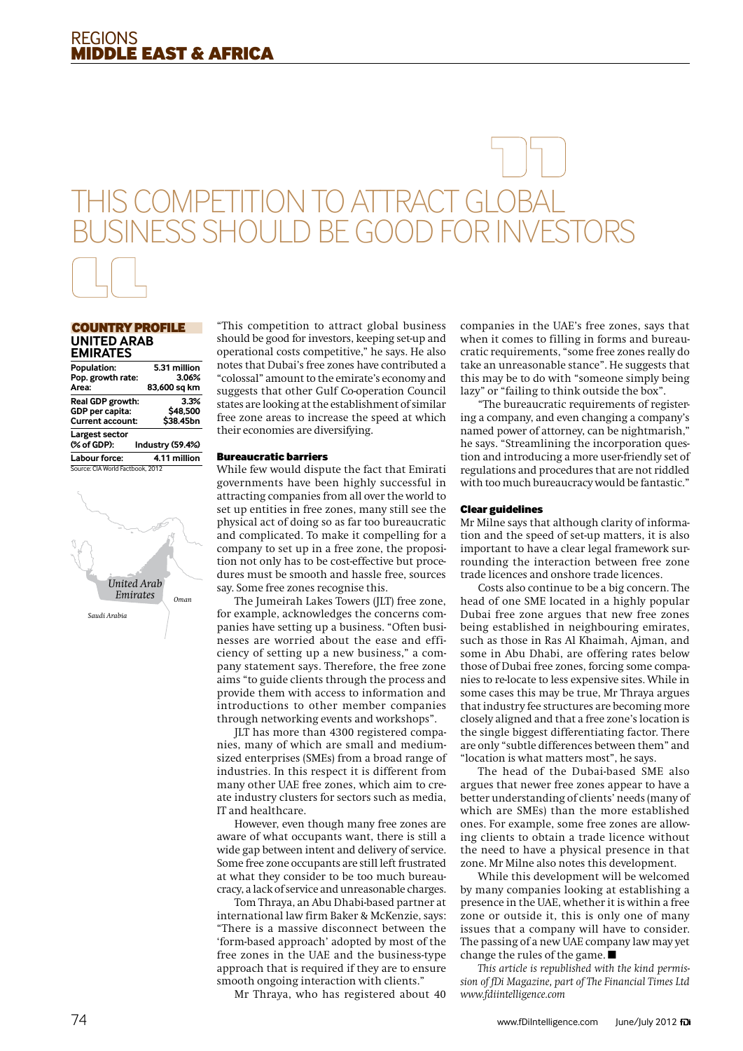# THIS COMPETITION TO ATTRACT GLOBAL BUSINESS SHOULD BE GOOD FOR INVESTORS

## COUNTRY PROFILE

**UNITED ARAB EMIRATES**

| | |
|---|---|
| **Population:** | **5.31 million** |
| **Pop. growth rate:** | **3.06%** |
| **Area:** | **83,600 sq km** |
| **Real GDP growth:** | **3.3%** |
| **GDP per capita:** | **$48,500** |
| **Current account:** | **$38.45bn** |
| **Largest sector (% of GDP):** | **Industry (59.4%)** |
| **Labour force:** | **4.11 million** |

Source: CIA World Factbook, 2012

United Arab Emirates
Oman
Saudi Arabia

"This competition to attract global business should be good for investors, keeping set-up and operational costs competitive," he says. He also notes that Dubai's free zones have contributed a "colossal" amount to the emirate's economy and suggests that other Gulf Co-operation Council states are looking at the establishment of similar free zone areas to increase the speed at which their economies are diversifying.

### Bureaucratic barriers

While few would dispute the fact that Emirati governments have been highly successful in attracting companies from all over the world to set up entities in free zones, many still see the physical act of doing so as far too bureaucratic and complicated. To make it compelling for a company to set up in a free zone, the proposition not only has to be cost-effective but procedures must be smooth and hassle free, sources say. Some free zones recognise this.

The Jumeirah Lakes Towers (JLT) free zone, for example, acknowledges the concerns companies have setting up a business. "Often businesses are worried about the ease and efficiency of setting up a new business," a company statement says. Therefore, the free zone aims "to guide clients through the process and provide them with access to information and introductions to other member companies through networking events and workshops".

JLT has more than 4300 registered companies, many of which are small and medium-sized enterprises (SMEs) from a broad range of industries. In this respect it is different from many other UAE free zones, which aim to create industry clusters for sectors such as media, IT and healthcare.

However, even though many free zones are aware of what occupants want, there is still a wide gap between intent and delivery of service. Some free zone occupants are still left frustrated at what they consider to be too much bureaucracy, a lack of service and unreasonable charges.

Tom Thraya, an Abu Dhabi-based partner at international law firm Baker & McKenzie, says: "There is a massive disconnect between the 'form-based approach' adopted by most of the free zones in the UAE and the business-type approach that is required if they are to ensure smooth ongoing interaction with clients."

Mr Thraya, who has registered about 40 companies in the UAE's free zones, says that when it comes to filling in forms and bureaucratic requirements, "some free zones really do take an unreasonable stance". He suggests that this may be to do with "someone simply being lazy" or "failing to think outside the box".

"The bureaucratic requirements of registering a company, and even changing a company's named power of attorney, can be nightmarish," he says. "Streamlining the incorporation question and introducing a more user-friendly set of regulations and procedures that are not riddled with too much bureaucracy would be fantastic."

### Clear guidelines

Mr Milne says that although clarity of information and the speed of set-up matters, it is also important to have a clear legal framework surrounding the interaction between free zone trade licences and onshore trade licences.

Costs also continue to be a big concern. The head of one SME located in a highly popular Dubai free zone argues that new free zones being established in neighbouring emirates, such as those in Ras Al Khaimah, Ajman, and some in Abu Dhabi, are offering rates below those of Dubai free zones, forcing some companies to re-locate to less expensive sites. While in some cases this may be true, Mr Thraya argues that industry fee structures are becoming more closely aligned and that a free zone's location is the single biggest differentiating factor. There are only "subtle differences between them" and "location is what matters most", he says.

The head of the Dubai-based SME also argues that newer free zones appear to have a better understanding of clients' needs (many of which are SMEs) than the more established ones. For example, some free zones are allowing clients to obtain a trade licence without the need to have a physical presence in that zone. Mr Milne also notes this development.

While this development will be welcomed by many companies looking at establishing a presence in the UAE, whether it is within a free zone or outside it, this is only one of many issues that a company will have to consider. The passing of a new UAE company law may yet change the rules of the game. ■

*This article is republished with the kind permission of fDi Magazine, part of The Financial Times Ltd www.fdiintelligence.com*